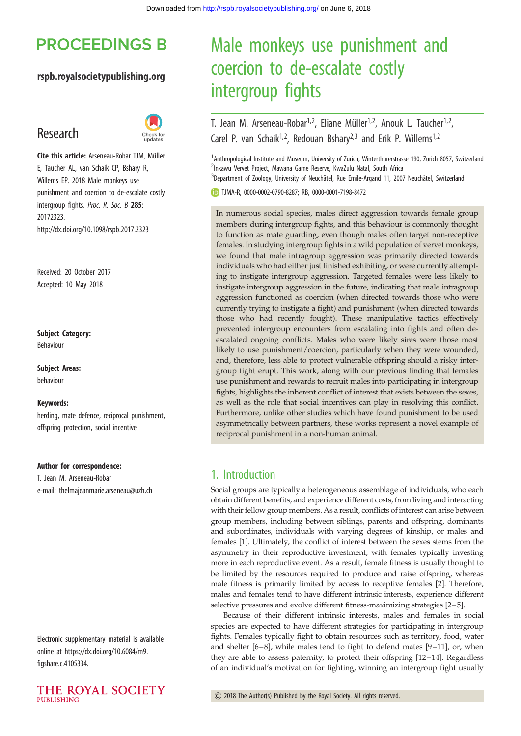# Male monkeys use punishment and coercion to de-escalate costly intergroup fights

T. Jean M. Arseneau-Robar[1,2], Eliane Müller[1,2], Anouk L. Taucher[1,2], Carel P. van Schaik[1,2], Redouan Bshary[2,3] and Erik P. Willems[1,2]

[1]Anthropological Institute and Museum, University of Zurich, Winterthurerstrasse 190, Zurich 8057, Switzerland
[2]Inkawu Vervet Project, Mawana Game Reserve, KwaZulu Natal, South Africa
[3]Department of Zoology, University of Neuchâtel, Rue Emile-Argand 11, 2007 Neuchâtel, Switzerland

TJMA-R, 0000-0002-0790-8287; RB, 0000-0001-7198-8472

**PROCEEDINGS B**

**rspb.royalsocietypublishing.org**

## Research

**Cite this article:** Arseneau-Robar TJM, Müller E, Taucher AL, van Schaik CP, Bshary R, Willems EP. 2018 Male monkeys use punishment and coercion to de-escalate costly intergroup fights. *Proc. R. Soc. B* **285**: 20172323.
http://dx.doi.org/10.1098/rspb.2017.2323

Received: 20 October 2017
Accepted: 10 May 2018

**Subject Category:**
Behaviour

**Subject Areas:**
behaviour

**Keywords:**
herding, mate defence, reciprocal punishment, offspring protection, social incentive

**Author for correspondence:**
T. Jean M. Arseneau-Robar
e-mail: thelmajeanmarie.arseneau@uzh.ch

Electronic supplementary material is available online at https://dx.doi.org/10.6084/m9.figshare.c.4105334.

In numerous social species, males direct aggression towards female group members during intergroup fights, and this behaviour is commonly thought to function as mate guarding, even though males often target non-receptive females. In studying intergroup fights in a wild population of vervet monkeys, we found that male intragroup aggression was primarily directed towards individuals who had either just finished exhibiting, or were currently attempting to instigate intergroup aggression. Targeted females were less likely to instigate intergroup aggression in the future, indicating that male intragroup aggression functioned as coercion (when directed towards those who were currently trying to instigate a fight) and punishment (when directed towards those who had recently fought). These manipulative tactics effectively prevented intergroup encounters from escalating into fights and often de-escalated ongoing conflicts. Males who were likely sires were those most likely to use punishment/coercion, particularly when they were wounded, and, therefore, less able to protect vulnerable offspring should a risky intergroup fight erupt. This work, along with our previous finding that females use punishment and rewards to recruit males into participating in intergroup fights, highlights the inherent conflict of interest that exists between the sexes, as well as the role that social incentives can play in resolving this conflict. Furthermore, unlike other studies which have found punishment to be used asymmetrically between partners, these works represent a novel example of reciprocal punishment in a non-human animal.

## 1. Introduction

Social groups are typically a heterogeneous assemblage of individuals, who each obtain different benefits, and experience different costs, from living and interacting with their fellow group members. As a result, conflicts of interest can arise between group members, including between siblings, parents and offspring, dominants and subordinates, individuals with varying degrees of kinship, or males and females [1]. Ultimately, the conflict of interest between the sexes stems from the asymmetry in their reproductive investment, with females typically investing more in each reproductive event. As a result, female fitness is usually thought to be limited by the resources required to produce and raise offspring, whereas male fitness is primarily limited by access to receptive females [2]. Therefore, males and females tend to have different intrinsic interests, experience different selective pressures and evolve different fitness-maximizing strategies [2–5].

Because of their different intrinsic interests, males and females in social species are expected to have different strategies for participating in intergroup fights. Females typically fight to obtain resources such as territory, food, water and shelter [6–8], while males tend to fight to defend mates [9–11], or, when they are able to assess paternity, to protect their offspring [12–14]. Regardless of an individual's motivation for fighting, winning an intergroup fight usually

© 2018 The Author(s) Published by the Royal Society. All rights reserved.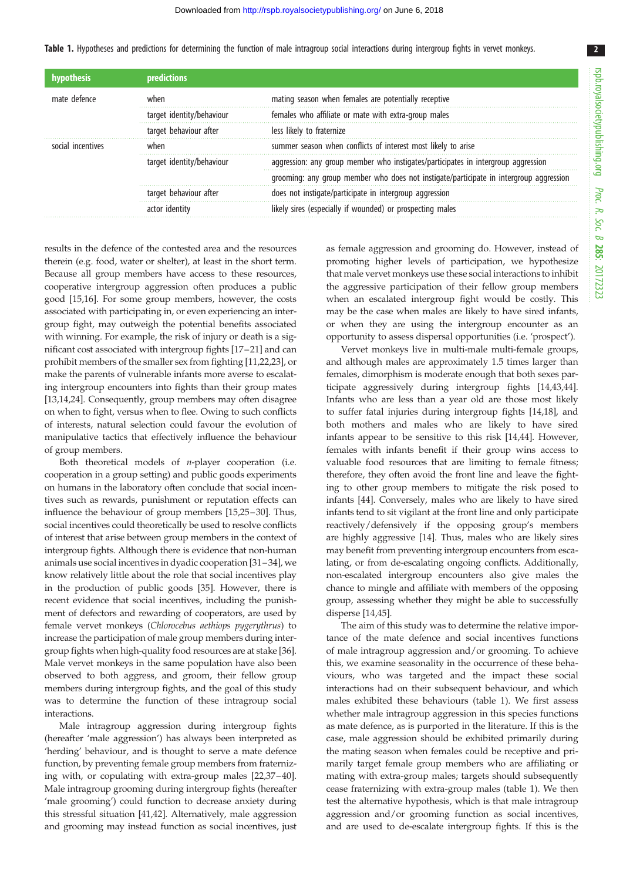**Table 1.** Hypotheses and predictions for determining the function of male intragroup social interactions during intergroup fights in vervet monkeys.

| hypothesis | predictions | |
|---|---|---|
| mate defence | when | mating season when females are potentially receptive |
| | target identity/behaviour | females who affiliate or mate with extra-group males |
| | target behaviour after | less likely to fraternize |
| social incentives | when | summer season when conflicts of interest most likely to arise |
| | target identity/behaviour | aggression: any group member who instigates/participates in intergroup aggression |
| | | grooming: any group member who does not instigate/participate in intergroup aggression |
| | target behaviour after | does not instigate/participate in intergroup aggression |
| | actor identity | likely sires (especially if wounded) or prospecting males |

results in the defence of the contested area and the resources therein (e.g. food, water or shelter), at least in the short term. Because all group members have access to these resources, cooperative intergroup aggression often produces a public good [15,16]. For some group members, however, the costs associated with participating in, or even experiencing an intergroup fight, may outweigh the potential benefits associated with winning. For example, the risk of injury or death is a significant cost associated with intergroup fights [17–21] and can prohibit members of the smaller sex from fighting [11,22,23], or make the parents of vulnerable infants more averse to escalating intergroup encounters into fights than their group mates [13,14,24]. Consequently, group members may often disagree on when to fight, versus when to flee. Owing to such conflicts of interests, natural selection could favour the evolution of manipulative tactics that effectively influence the behaviour of group members.

Both theoretical models of *n*-player cooperation (i.e. cooperation in a group setting) and public goods experiments on humans in the laboratory often conclude that social incentives such as rewards, punishment or reputation effects can influence the behaviour of group members [15,25–30]. Thus, social incentives could theoretically be used to resolve conflicts of interest that arise between group members in the context of intergroup fights. Although there is evidence that non-human animals use social incentives in dyadic cooperation [31–34], we know relatively little about the role that social incentives play in the production of public goods [35]. However, there is recent evidence that social incentives, including the punishment of defectors and rewarding of cooperators, are used by female vervet monkeys (*Chlorocebus aethiops pygerythrus*) to increase the participation of male group members during intergroup fights when high-quality food resources are at stake [36]. Male vervet monkeys in the same population have also been observed to both aggress, and groom, their fellow group members during intergroup fights, and the goal of this study was to determine the function of these intragroup social interactions.

Male intragroup aggression during intergroup fights (hereafter 'male aggression') has always been interpreted as 'herding' behaviour, and is thought to serve a mate defence function, by preventing female group members from fraternizing with, or copulating with extra-group males [22,37–40]. Male intragroup grooming during intergroup fights (hereafter 'male grooming') could function to decrease anxiety during this stressful situation [41,42]. Alternatively, male aggression and grooming may instead function as social incentives, just as female aggression and grooming do. However, instead of promoting higher levels of participation, we hypothesize that male vervet monkeys use these social interactions to inhibit the aggressive participation of their fellow group members when an escalated intergroup fight would be costly. This may be the case when males are likely to have sired infants, or when they are using the intergroup encounter as an opportunity to assess dispersal opportunities (i.e. 'prospect').

Vervet monkeys live in multi-male multi-female groups, and although males are approximately 1.5 times larger than females, dimorphism is moderate enough that both sexes participate aggressively during intergroup fights [14,43,44]. Infants who are less than a year old are those most likely to suffer fatal injuries during intergroup fights [14,18], and both mothers and males who are likely to have sired infants appear to be sensitive to this risk [14,44]. However, females with infants benefit if their group wins access to valuable food resources that are limiting to female fitness; therefore, they often avoid the front line and leave the fighting to other group members to mitigate the risk posed to infants [44]. Conversely, males who are likely to have sired infants tend to sit vigilant at the front line and only participate reactively/defensively if the opposing group's members are highly aggressive [14]. Thus, males who are likely sires may benefit from preventing intergroup encounters from escalating, or from de-escalating ongoing conflicts. Additionally, non-escalated intergroup encounters also give males the chance to mingle and affiliate with members of the opposing group, assessing whether they might be able to successfully disperse [14,45].

The aim of this study was to determine the relative importance of the mate defence and social incentives functions of male intragroup aggression and/or grooming. To achieve this, we examine seasonality in the occurrence of these behaviours, who was targeted and the impact these social interactions had on their subsequent behaviour, and which males exhibited these behaviours (table 1). We first assess whether male intragroup aggression in this species functions as mate defence, as is purported in the literature. If this is the case, male aggression should be exhibited primarily during the mating season when females could be receptive and primarily target female group members who are affiliating or mating with extra-group males; targets should subsequently cease fraternizing with extra-group males (table 1). We then test the alternative hypothesis, which is that male intragroup aggression and/or grooming function as social incentives, and are used to de-escalate intergroup fights. If this is the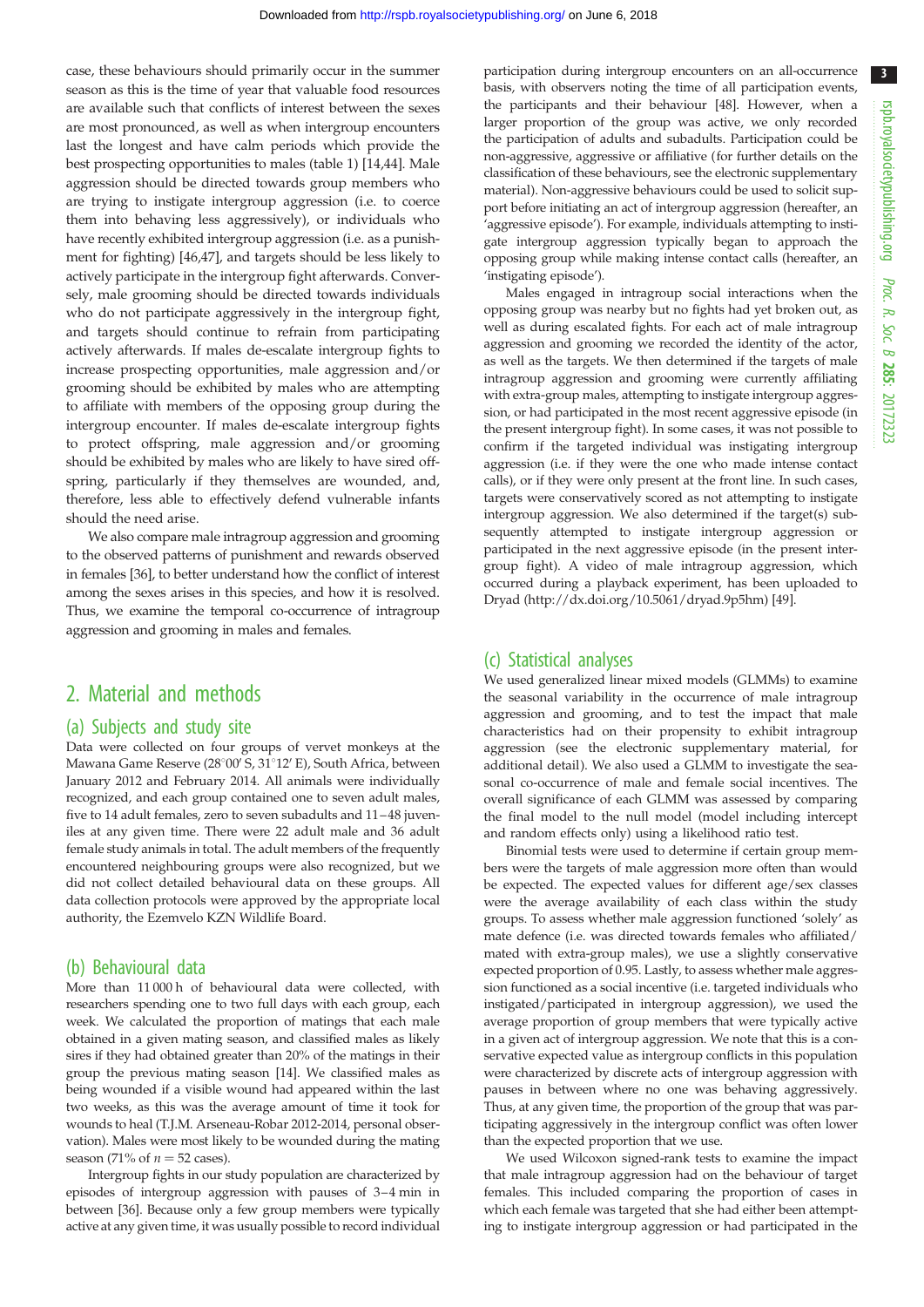case, these behaviours should primarily occur in the summer season as this is the time of year that valuable food resources are available such that conflicts of interest between the sexes are most pronounced, as well as when intergroup encounters last the longest and have calm periods which provide the best prospecting opportunities to males (table 1) [14,44]. Male aggression should be directed towards group members who are trying to instigate intergroup aggression (i.e. to coerce them into behaving less aggressively), or individuals who have recently exhibited intergroup aggression (i.e. as a punishment for fighting) [46,47], and targets should be less likely to actively participate in the intergroup fight afterwards. Conversely, male grooming should be directed towards individuals who do not participate aggressively in the intergroup fight, and targets should continue to refrain from participating actively afterwards. If males de-escalate intergroup fights to increase prospecting opportunities, male aggression and/or grooming should be exhibited by males who are attempting to affiliate with members of the opposing group during the intergroup encounter. If males de-escalate intergroup fights to protect offspring, male aggression and/or grooming should be exhibited by males who are likely to have sired offspring, particularly if they themselves are wounded, and, therefore, less able to effectively defend vulnerable infants should the need arise.

We also compare male intragroup aggression and grooming to the observed patterns of punishment and rewards observed in females [36], to better understand how the conflict of interest among the sexes arises in this species, and how it is resolved. Thus, we examine the temporal co-occurrence of intragroup aggression and grooming in males and females.

## 2. Material and methods

### (a) Subjects and study site

Data were collected on four groups of vervet monkeys at the Mawana Game Reserve (28°00′ S, 31°12′ E), South Africa, between January 2012 and February 2014. All animals were individually recognized, and each group contained one to seven adult males, five to 14 adult females, zero to seven subadults and 11–48 juveniles at any given time. There were 22 adult male and 36 adult female study animals in total. The adult members of the frequently encountered neighbouring groups were also recognized, but we did not collect detailed behavioural data on these groups. All data collection protocols were approved by the appropriate local authority, the Ezemvelo KZN Wildlife Board.

### (b) Behavioural data

More than 11 000 h of behavioural data were collected, with researchers spending one to two full days with each group, each week. We calculated the proportion of matings that each male obtained in a given mating season, and classified males as likely sires if they had obtained greater than 20% of the matings in their group the previous mating season [14]. We classified males as being wounded if a visible wound had appeared within the last two weeks, as this was the average amount of time it took for wounds to heal (T.J.M. Arseneau-Robar 2012-2014, personal observation). Males were most likely to be wounded during the mating season (71% of $n = 52$ cases).

Intergroup fights in our study population are characterized by episodes of intergroup aggression with pauses of 3–4 min in between [36]. Because only a few group members were typically active at any given time, it was usually possible to record individual participation during intergroup encounters on an all-occurrence basis, with observers noting the time of all participation events, the participants and their behaviour [48]. However, when a larger proportion of the group was active, we only recorded the participation of adults and subadults. Participation could be non-aggressive, aggressive or affiliative (for further details on the classification of these behaviours, see the electronic supplementary material). Non-aggressive behaviours could be used to solicit support before initiating an act of intergroup aggression (hereafter, an 'aggressive episode'). For example, individuals attempting to instigate intergroup aggression typically began to approach the opposing group while making intense contact calls (hereafter, an 'instigating episode').

Males engaged in intragroup social interactions when the opposing group was nearby but no fights had yet broken out, as well as during escalated fights. For each act of male intragroup aggression and grooming we recorded the identity of the actor, as well as the targets. We then determined if the targets of male intragroup aggression and grooming were currently affiliating with extra-group males, attempting to instigate intergroup aggression, or had participated in the most recent aggressive episode (in the present intergroup fight). In some cases, it was not possible to confirm if the targeted individual was instigating intergroup aggression (i.e. if they were the one who made intense contact calls), or if they were only present at the front line. In such cases, targets were conservatively scored as not attempting to instigate intergroup aggression. We also determined if the target(s) subsequently attempted to instigate intergroup aggression or participated in the next aggressive episode (in the present intergroup fight). A video of male intragroup aggression, which occurred during a playback experiment, has been uploaded to Dryad (http://dx.doi.org/10.5061/dryad.9p5hm) [49].

### (c) Statistical analyses

We used generalized linear mixed models (GLMMs) to examine the seasonal variability in the occurrence of male intragroup aggression and grooming, and to test the impact that male characteristics had on their propensity to exhibit intragroup aggression (see the electronic supplementary material, for additional detail). We also used a GLMM to investigate the seasonal co-occurrence of male and female social incentives. The overall significance of each GLMM was assessed by comparing the final model to the null model (model including intercept and random effects only) using a likelihood ratio test.

Binomial tests were used to determine if certain group members were the targets of male aggression more often than would be expected. The expected values for different age/sex classes were the average availability of each class within the study groups. To assess whether male aggression functioned 'solely' as mate defence (i.e. was directed towards females who affiliated/mated with extra-group males), we use a slightly conservative expected proportion of 0.95. Lastly, to assess whether male aggression functioned as a social incentive (i.e. targeted individuals who instigated/participated in intergroup aggression), we used the average proportion of group members that were typically active in a given act of intergroup aggression. We note that this is a conservative expected value as intergroup conflicts in this population were characterized by discrete acts of intergroup aggression with pauses in between where no one was behaving aggressively. Thus, at any given time, the proportion of the group that was participating aggressively in the intergroup conflict was often lower than the expected proportion that we use.

We used Wilcoxon signed-rank tests to examine the impact that male intragroup aggression had on the behaviour of target females. This included comparing the proportion of cases in which each female was targeted that she had either been attempting to instigate intergroup aggression or had participated in the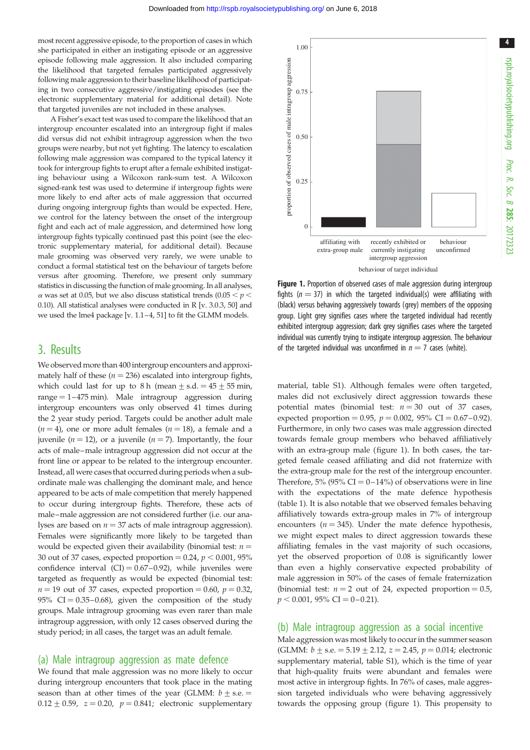most recent aggressive episode, to the proportion of cases in which she participated in either an instigating episode or an aggressive episode following male aggression. It also included comparing the likelihood that targeted females participated aggressively following male aggression to their baseline likelihood of participating in two consecutive aggressive/instigating episodes (see the electronic supplementary material for additional detail). Note that targeted juveniles are not included in these analyses.

A Fisher's exact test was used to compare the likelihood that an intergroup encounter escalated into an intergroup fight if males did versus did not exhibit intragroup aggression when the two groups were nearby, but not yet fighting. The latency to escalation following male aggression was compared to the typical latency it took for intergroup fights to erupt after a female exhibited instigating behaviour using a Wilcoxon rank-sum test. A Wilcoxon signed-rank test was used to determine if intergroup fights were more likely to end after acts of male aggression that occurred during ongoing intergroup fights than would be expected. Here, we control for the latency between the onset of the intergroup fight and each act of male aggression, and determined how long intergroup fights typically continued past this point (see the electronic supplementary material, for additional detail). Because male grooming was observed very rarely, we were unable to conduct a formal statistical test on the behaviour of targets before versus after grooming. Therefore, we present only summary statistics in discussing the function of male grooming. In all analyses, $\alpha$ was set at 0.05, but we also discuss statistical trends ($0.05 < p < 0.10$). All statistical analyses were conducted in R [v. 3.0.3, 50] and we used the lme4 package [v. 1.1–4, 51] to fit the GLMM models.

## 3. Results

We observed more than 400 intergroup encounters and approximately half of these ($n = 236$) escalated into intergroup fights, which could last for up to 8 h (mean ± s.d. = 45 ± 55 min, range = 1–475 min). Male intragroup aggression during intergroup encounters was only observed 41 times during the 2 year study period. Targets could be another adult male ($n = 4$), one or more adult females ($n = 18$), a female and a juvenile ($n = 12$), or a juvenile ($n = 7$). Importantly, the four acts of male–male intragroup aggression did not occur at the front line or appear to be related to the intergroup encounter. Instead, all were cases that occurred during periods when a subordinate male was challenging the dominant male, and hence appeared to be acts of male competition that merely happened to occur during intergroup fights. Therefore, these acts of male–male aggression are not considered further (i.e. our analyses are based on $n = 37$ acts of male intragroup aggression). Females were significantly more likely to be targeted than would be expected given their availability (binomial test: $n = 30$ out of 37 cases, expected proportion = 0.24, $p < 0.001$, 95% confidence interval (CI) = 0.67–0.92), while juveniles were targeted as frequently as would be expected (binomial test: $n = 19$ out of 37 cases, expected proportion = 0.60, $p = 0.32$, 95% CI = 0.35–0.68), given the composition of the study groups. Male intragroup grooming was even rarer than male intragroup aggression, with only 12 cases observed during the study period; in all cases, the target was an adult female.

### (a) Male intragroup aggression as mate defence

We found that male aggression was no more likely to occur during intergroup encounters that took place in the mating season than at other times of the year (GLMM: $b \pm$ s.e. = $0.12 \pm 0.59$, $z = 0.20$, $p = 0.841$; electronic supplementary material, table S1). Although females were often targeted, males did not exclusively direct aggression towards these potential mates (binomial test: $n = 30$ out of 37 cases, expected proportion = 0.95, $p = 0.002$, 95% CI = 0.67–0.92). Furthermore, in only two cases was male aggression directed towards female group members who behaved affiliatively with an extra-group male (figure 1). In both cases, the targeted female ceased affiliating and did not fraternize with the extra-group male for the rest of the intergroup encounter. Therefore, 5% (95% CI = 0–14%) of observations were in line with the expectations of the mate defence hypothesis (table 1). It is also notable that we observed females behaving affiliatively towards extra-group males in 7% of intergroup encounters ($n = 345$). Under the mate defence hypothesis, we might expect males to direct aggression towards these affiliating females in the vast majority of such occasions, yet the observed proportion of 0.08 is significantly lower than even a highly conservative expected probability of male aggression in 50% of the cases of female fraternization (binomial test: $n = 2$ out of 24, expected proportion = 0.5, $p < 0.001$, 95% CI = 0–0.21).

**Figure 1.** Proportion of observed cases of male aggression during intergroup fights ($n = 37$) in which the targeted individual(s) were affiliating with (black) versus behaving aggressively towards (grey) members of the opposing group. Light grey signifies cases where the targeted individual had recently exhibited intergroup aggression; dark grey signifies cases where the targeted individual was currently trying to instigate intergroup aggression. The behaviour of the targeted individual was unconfirmed in $n = 7$ cases (white).

### (b) Male intragroup aggression as a social incentive

Male aggression was most likely to occur in the summer season (GLMM: $b \pm$ s.e. = $5.19 \pm 2.12$, $z = 2.45$, $p = 0.014$; electronic supplementary material, table S1), which is the time of year that high-quality fruits were abundant and females were most active in intergroup fights. In 76% of cases, male aggression targeted individuals who were behaving aggressively towards the opposing group (figure 1). This propensity to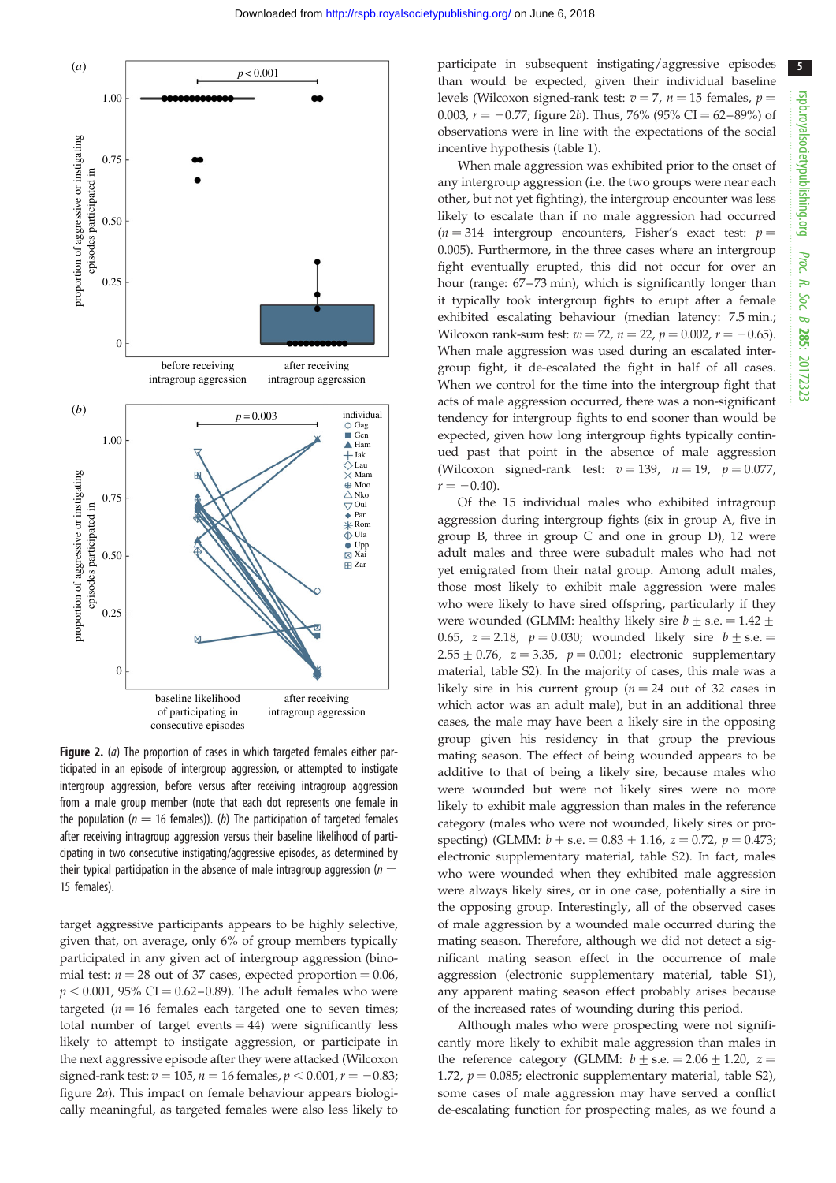**Figure 2.** (*a*) The proportion of cases in which targeted females either participated in an episode of intergroup aggression, or attempted to instigate intergroup aggression, before versus after receiving intragroup aggression from a male group member (note that each dot represents one female in the population ($n = 16$ females)). (*b*) The participation of targeted females after receiving intragroup aggression versus their baseline likelihood of participating in two consecutive instigating/aggressive episodes, as determined by their typical participation in the absence of male intragroup aggression ($n = 15$ females).

target aggressive participants appears to be highly selective, given that, on average, only 6% of group members typically participated in any given act of intergroup aggression (binomial test: $n = 28$ out of 37 cases, expected proportion = 0.06, $p < 0.001$, 95% CI = 0.62–0.89). The adult females who were targeted ($n = 16$ females each targeted one to seven times; total number of target events = 44) were significantly less likely to attempt to instigate aggression, or participate in the next aggressive episode after they were attacked (Wilcoxon signed-rank test: $v = 105$, $n = 16$ females, $p < 0.001$, $r = -0.83$; figure 2*a*). This impact on female behaviour appears biologically meaningful, as targeted females were also less likely to participate in subsequent instigating/aggressive episodes than would be expected, given their individual baseline levels (Wilcoxon signed-rank test: $v = 7$, $n = 15$ females, $p = 0.003$, $r = -0.77$; figure 2*b*). Thus, 76% (95% CI = 62–89%) of observations were in line with the expectations of the social incentive hypothesis (table 1).

When male aggression was exhibited prior to the onset of any intergroup aggression (i.e. the two groups were near each other, but not yet fighting), the intergroup encounter was less likely to escalate than if no male aggression had occurred ($n = 314$ intergroup encounters, Fisher's exact test: $p = 0.005$). Furthermore, in the three cases where an intergroup fight eventually erupted, this did not occur for over an hour (range: 67–73 min), which is significantly longer than it typically took intergroup fights to erupt after a female exhibited escalating behaviour (median latency: 7.5 min.; Wilcoxon rank-sum test: $w = 72$, $n = 22$, $p = 0.002$, $r = -0.65$). When male aggression was used during an escalated intergroup fight, it de-escalated the fight in half of all cases. When we control for the time into the intergroup fight that acts of male aggression occurred, there was a non-significant tendency for intergroup fights to end sooner than would be expected, given how long intergroup fights typically continued past that point in the absence of male aggression (Wilcoxon signed-rank test: $v = 139$, $n = 19$, $p = 0.077$, $r = -0.40$).

Of the 15 individual males who exhibited intragroup aggression during intergroup fights (six in group A, five in group B, three in group C and one in group D), 12 were adult males and three were subadult males who had not yet emigrated from their natal group. Among adult males, those most likely to exhibit male aggression were males who were likely to have sired offspring, particularly if they were wounded (GLMM: healthy likely sire $b \pm$ s.e. = 1.42 ± 0.65, $z = 2.18$, $p = 0.030$; wounded likely sire $b \pm$ s.e. = 2.55 ± 0.76, $z = 3.35$, $p = 0.001$; electronic supplementary material, table S2). In the majority of cases, this male was a likely sire in his current group ($n = 24$ out of 32 cases in which actor was an adult male), but in an additional three cases, the male may have been a likely sire in the opposing group given his residency in that group the previous mating season. The effect of being wounded appears to be additive to that of being a likely sire, because males who were wounded but were not likely sires were no more likely to exhibit male aggression than males in the reference category (males who were not wounded, likely sires or prospecting) (GLMM: $b \pm$ s.e. = 0.83 ± 1.16, $z = 0.72$, $p = 0.473$; electronic supplementary material, table S2). In fact, males who were wounded when they exhibited male aggression were always likely sires, or in one case, potentially a sire in the opposing group. Interestingly, all of the observed cases of male aggression by a wounded male occurred during the mating season. Therefore, although we did not detect a significant mating season effect in the occurrence of male aggression (electronic supplementary material, table S1), any apparent mating season effect probably arises because of the increased rates of wounding during this period.

Although males who were prospecting were not significantly more likely to exhibit male aggression than males in the reference category (GLMM: $b \pm$ s.e. = 2.06 ± 1.20, $z = 1.72$, $p = 0.085$; electronic supplementary material, table S2), some cases of male aggression may have served a conflict de-escalating function for prospecting males, as we found a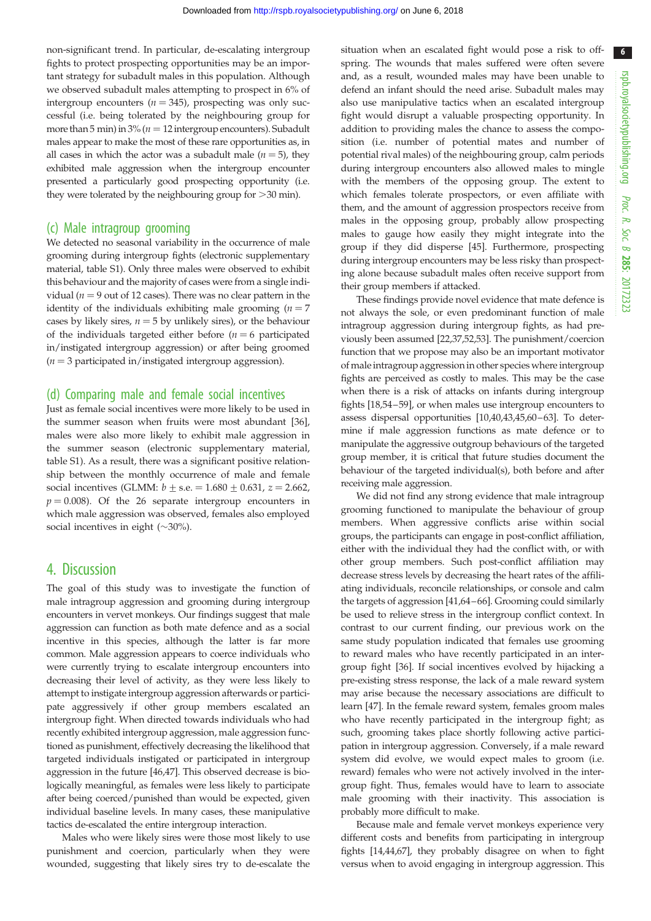non-significant trend. In particular, de-escalating intergroup fights to protect prospecting opportunities may be an important strategy for subadult males in this population. Although we observed subadult males attempting to prospect in 6% of intergroup encounters ($n = 345$), prospecting was only successful (i.e. being tolerated by the neighbouring group for more than 5 min) in 3% ($n = 12$ intergroup encounters). Subadult males appear to make the most of these rare opportunities as, in all cases in which the actor was a subadult male ($n = 5$), they exhibited male aggression when the intergroup encounter presented a particularly good prospecting opportunity (i.e. they were tolerated by the neighbouring group for >30 min).

### (c) Male intragroup grooming

We detected no seasonal variability in the occurrence of male grooming during intergroup fights (electronic supplementary material, table S1). Only three males were observed to exhibit this behaviour and the majority of cases were from a single individual ($n = 9$ out of 12 cases). There was no clear pattern in the identity of the individuals exhibiting male grooming ($n = 7$ cases by likely sires, $n = 5$ by unlikely sires), or the behaviour of the individuals targeted either before ($n = 6$ participated in/instigated intergroup aggression) or after being groomed ($n = 3$ participated in/instigated intergroup aggression).

### (d) Comparing male and female social incentives

Just as female social incentives were more likely to be used in the summer season when fruits were most abundant [36], males were also more likely to exhibit male aggression in the summer season (electronic supplementary material, table S1). As a result, there was a significant positive relationship between the monthly occurrence of male and female social incentives (GLMM: $b \pm$ s.e. $= 1.680 \pm 0.631$, $z = 2.662$, $p = 0.008$). Of the 26 separate intergroup encounters in which male aggression was observed, females also employed social incentives in eight (~30%).

## 4. Discussion

The goal of this study was to investigate the function of male intragroup aggression and grooming during intergroup encounters in vervet monkeys. Our findings suggest that male aggression can function as both mate defence and as a social incentive in this species, although the latter is far more common. Male aggression appears to coerce individuals who were currently trying to escalate intergroup encounters into decreasing their level of activity, as they were less likely to attempt to instigate intergroup aggression afterwards or participate aggressively if other group members escalated an intergroup fight. When directed towards individuals who had recently exhibited intergroup aggression, male aggression functioned as punishment, effectively decreasing the likelihood that targeted individuals instigated or participated in intergroup aggression in the future [46,47]. This observed decrease is biologically meaningful, as females were less likely to participate after being coerced/punished than would be expected, given individual baseline levels. In many cases, these manipulative tactics de-escalated the entire intergroup interaction.

Males who were likely sires were those most likely to use punishment and coercion, particularly when they were wounded, suggesting that likely sires try to de-escalate the situation when an escalated fight would pose a risk to offspring. The wounds that males suffered were often severe and, as a result, wounded males may have been unable to defend an infant should the need arise. Subadult males may also use manipulative tactics when an escalated intergroup fight would disrupt a valuable prospecting opportunity. In addition to providing males the chance to assess the composition (i.e. number of potential mates and number of potential rival males) of the neighbouring group, calm periods during intergroup encounters also allowed males to mingle with the members of the opposing group. The extent to which females tolerate prospectors, or even affiliate with them, and the amount of aggression prospectors receive from males in the opposing group, probably allow prospecting males to gauge how easily they might integrate into the group if they did disperse [45]. Furthermore, prospecting during intergroup encounters may be less risky than prospecting alone because subadult males often receive support from their group members if attacked.

These findings provide novel evidence that mate defence is not always the sole, or even predominant function of male intragroup aggression during intergroup fights, as had previously been assumed [22,37,52,53]. The punishment/coercion function that we propose may also be an important motivator of male intragroup aggression in other species when intergroup fights are perceived as costly to males. This may be the case when there is a risk of attacks on infants during intergroup fights [18,54–59], or when males use intergroup encounters to assess dispersal opportunities [10,40,43,45,60–63]. To determine if male aggression functions as mate defence or to manipulate the aggressive outgroup behaviours of the targeted group member, it is critical that future studies document the behaviour of the targeted individual(s), both before and after receiving male aggression.

We did not find any strong evidence that male intragroup grooming functioned to manipulate the behaviour of group members. When aggressive conflicts arise within social groups, the participants can engage in post-conflict affiliation, either with the individual they had the conflict with, or with other group members. Such post-conflict affiliation may decrease stress levels by decreasing the heart rates of the affiliating individuals, reconcile relationships, or console and calm the targets of aggression [41,64–66]. Grooming could similarly be used to relieve stress in the intergroup conflict context. In contrast to our current finding, our previous work on the same study population indicated that females use grooming to reward males who have recently participated in an intergroup fight [36]. If social incentives evolved by hijacking a pre-existing stress response, the lack of a male reward system may arise because the necessary associations are difficult to learn [47]. In the female reward system, females groom males who have recently participated in the intergroup fight; as such, grooming takes place shortly following active participation in intergroup aggression. Conversely, if a male reward system did evolve, we would expect males to groom (i.e. reward) females who were not actively involved in the intergroup fight. Thus, females would have to learn to associate male grooming with their inactivity. This association is probably more difficult to make.

Because male and female vervet monkeys experience very different costs and benefits from participating in intergroup fights [14,44,67], they probably disagree on when to fight versus when to avoid engaging in intergroup aggression. This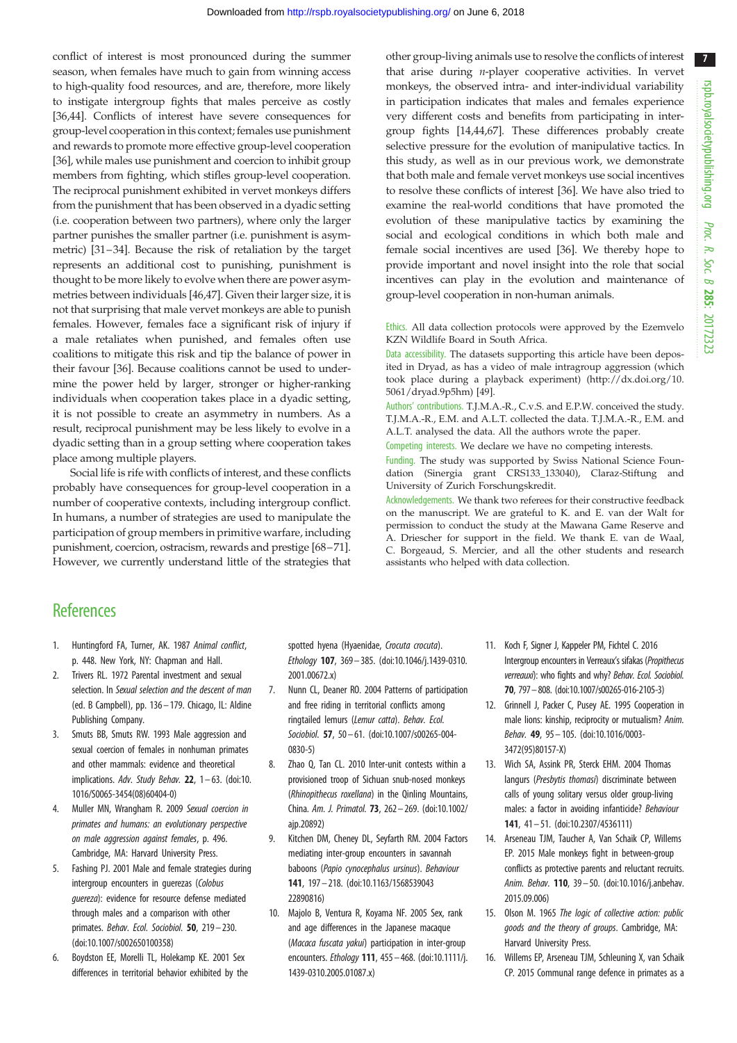conflict of interest is most pronounced during the summer season, when females have much to gain from winning access to high-quality food resources, and are, therefore, more likely to instigate intergroup fights that males perceive as costly [36,44]. Conflicts of interest have severe consequences for group-level cooperation in this context; females use punishment and rewards to promote more effective group-level cooperation [36], while males use punishment and coercion to inhibit group members from fighting, which stifles group-level cooperation. The reciprocal punishment exhibited in vervet monkeys differs from the punishment that has been observed in a dyadic setting (i.e. cooperation between two partners), where only the larger partner punishes the smaller partner (i.e. punishment is asymmetric) [31–34]. Because the risk of retaliation by the target represents an additional cost to punishing, punishment is thought to be more likely to evolve when there are power asymmetries between individuals [46,47]. Given their larger size, it is not that surprising that male vervet monkeys are able to punish females. However, females face a significant risk of injury if a male retaliates when punished, and females often use coalitions to mitigate this risk and tip the balance of power in their favour [36]. Because coalitions cannot be used to undermine the power held by larger, stronger or higher-ranking individuals when cooperation takes place in a dyadic setting, it is not possible to create an asymmetry in numbers. As a result, reciprocal punishment may be less likely to evolve in a dyadic setting than in a group setting where cooperation takes place among multiple players.

Social life is rife with conflicts of interest, and these conflicts probably have consequences for group-level cooperation in a number of cooperative contexts, including intergroup conflict. In humans, a number of strategies are used to manipulate the participation of group members in primitive warfare, including punishment, coercion, ostracism, rewards and prestige [68–71]. However, we currently understand little of the strategies that other group-living animals use to resolve the conflicts of interest that arise during *n*-player cooperative activities. In vervet monkeys, the observed intra- and inter-individual variability in participation indicates that males and females experience very different costs and benefits from participating in intergroup fights [14,44,67]. These differences probably create selective pressure for the evolution of manipulative tactics. In this study, as well as in our previous work, we demonstrate that both male and female vervet monkeys use social incentives to resolve these conflicts of interest [36]. We have also tried to examine the real-world conditions that have promoted the evolution of these manipulative tactics by examining the social and ecological conditions in which both male and female social incentives are used [36]. We thereby hope to provide important and novel insight into the role that social incentives can play in the evolution and maintenance of group-level cooperation in non-human animals.

Ethics. All data collection protocols were approved by the Ezemvelo KZN Wildlife Board in South Africa.

Data accessibility. The datasets supporting this article have been deposited in Dryad, as has a video of male intragroup aggression (which took place during a playback experiment) (http://dx.doi.org/10.5061/dryad.9p5hm) [49].

Authors' contributions. T.J.M.A.-R., C.v.S. and E.P.W. conceived the study. T.J.M.A.-R., E.M. and A.L.T. collected the data. T.J.M.A.-R., E.M. and A.L.T. analysed the data. All the authors wrote the paper.

Competing interests. We declare we have no competing interests.

Funding. The study was supported by Swiss National Science Foundation (Sinergia grant CRS133_133040), Claraz-Stiftung and University of Zurich Forschungskredit.

Acknowledgements. We thank two referees for their constructive feedback on the manuscript. We are grateful to K. and E. van der Walt for permission to conduct the study at the Mawana Game Reserve and A. Driescher for support in the field. We thank E. van de Waal, C. Borgeaud, S. Mercier, and all the other students and research assistants who helped with data collection.

## References

1. Huntingford FA, Turner, AK. 1987 *Animal conflict*, p. 448. New York, NY: Chapman and Hall.
2. Trivers RL. 1972 Parental investment and sexual selection. In *Sexual selection and the descent of man* (ed. B Campbell), pp. 136–179. Chicago, IL: Aldine Publishing Company.
3. Smuts BB, Smuts RW. 1993 Male aggression and sexual coercion of females in nonhuman primates and other mammals: evidence and theoretical implications. *Adv. Study Behav.* **22**, 1–63. (doi:10.1016/S0065-3454(08)60404-0)
4. Muller MN, Wrangham R. 2009 *Sexual coercion in primates and humans: an evolutionary perspective on male aggression against females*, p. 496. Cambridge, MA: Harvard University Press.
5. Fashing PJ. 2001 Male and female strategies during intergroup encounters in guerezas (*Colobus guereza*): evidence for resource defense mediated through males and a comparison with other primates. *Behav. Ecol. Sociobiol.* **50**, 219–230. (doi:10.1007/s002650100358)
6. Boydston EE, Morelli TL, Holekamp KE. 2001 Sex differences in territorial behavior exhibited by the spotted hyena (Hyaenidae, *Crocuta crocuta*). *Ethology* **107**, 369–385. (doi:10.1046/j.1439-0310.2001.00672.x)
7. Nunn CL, Deaner RO. 2004 Patterns of participation and free riding in territorial conflicts among ringtailed lemurs (*Lemur catta*). *Behav. Ecol. Sociobiol.* **57**, 50–61. (doi:10.1007/s00265-004-0830-5)
8. Zhao Q, Tan CL. 2010 Inter-unit contests within a provisioned troop of Sichuan snub-nosed monkeys (*Rhinopithecus roxellana*) in the Qinling Mountains, China. *Am. J. Primatol.* **73**, 262–269. (doi:10.1002/ajp.20892)
9. Kitchen DM, Cheney DL, Seyfarth RM. 2004 Factors mediating inter-group encounters in savannah baboons (*Papio cynocephalus ursinus*). *Behaviour* **141**, 197–218. (doi:10.1163/156853904322890816)
10. Majolo B, Ventura R, Koyama NF. 2005 Sex, rank and age differences in the Japanese macaque (*Macaca fuscata yakui*) participation in inter-group encounters. *Ethology* **111**, 455–468. (doi:10.1111/j.1439-0310.2005.01087.x)
11. Koch F, Signer J, Kappeler PM, Fichtel C. 2016 Intergroup encounters in Verreaux's sifakas (*Propithecus verreauxi*): who fights and why? *Behav. Ecol. Sociobiol.* **70**, 797–808. (doi:10.1007/s00265-016-2105-3)
12. Grinnell J, Packer C, Pusey AE. 1995 Cooperation in male lions: kinship, reciprocity or mutualism? *Anim. Behav.* **49**, 95–105. (doi:10.1016/0003-3472(95)80157-X)
13. Wich SA, Assink PR, Sterck EHM. 2004 Thomas langurs (*Presbytis thomasi*) discriminate between calls of young solitary versus older group-living males: a factor in avoiding infanticide? *Behaviour* **141**, 41–51. (doi:10.2307/4536111)
14. Arseneau TJM, Taucher A, Van Schaik CP, Willems EP. 2015 Male monkeys fight in between-group conflicts as protective parents and reluctant recruits. *Anim. Behav.* **110**, 39–50. (doi:10.1016/j.anbehav.2015.09.006)
15. Olson M. 1965 *The logic of collective action: public goods and the theory of groups*. Cambridge, MA: Harvard University Press.
16. Willems EP, Arseneau TJM, Schleuning X, van Schaik CP. 2015 Communal range defence in primates as a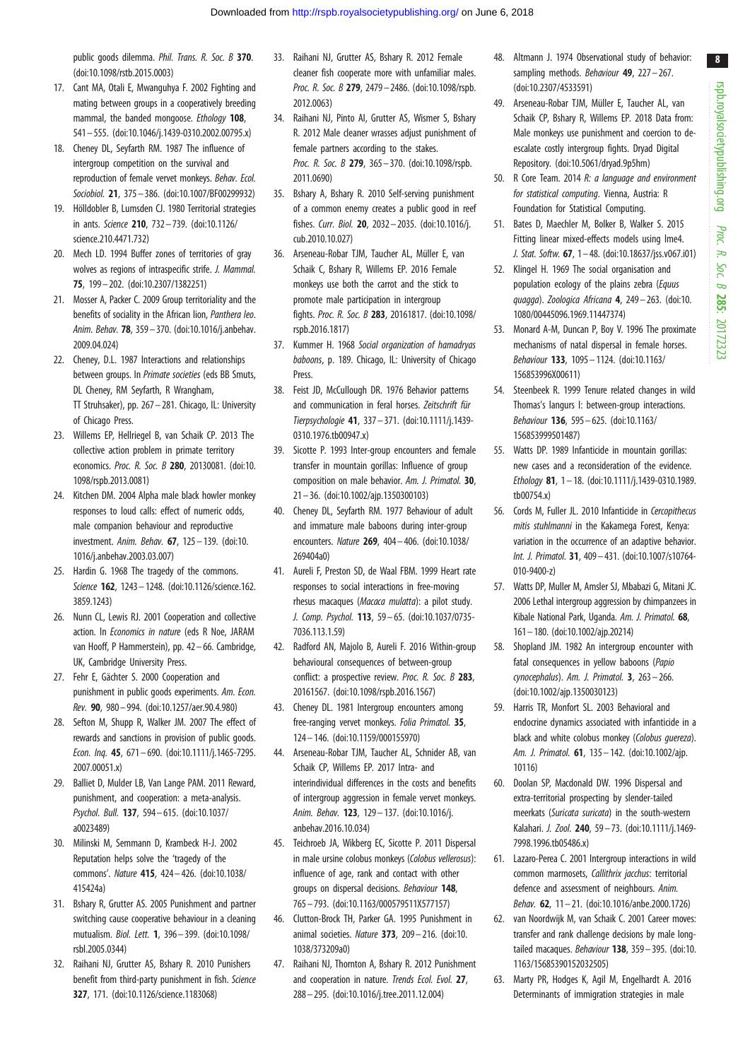public goods dilemma. *Phil. Trans. R. Soc. B* **370**. (doi:10.1098/rstb.2015.0003)

17. Cant MA, Otali E, Mwanguhya F. 2002 Fighting and mating between groups in a cooperatively breeding mammal, the banded mongoose. *Ethology* **108**, 541–555. (doi:10.1046/j.1439-0310.2002.00795.x)
18. Cheney DL, Seyfarth RM. 1987 The influence of intergroup competition on the survival and reproduction of female vervet monkeys. *Behav. Ecol. Sociobiol.* **21**, 375–386. (doi:10.1007/BF00299932)
19. Hölldobler B, Lumsden CJ. 1980 Territorial strategies in ants. *Science* **210**, 732–739. (doi:10.1126/science.210.4471.732)
20. Mech LD. 1994 Buffer zones of territories of gray wolves as regions of intraspecific strife. *J. Mammal.* **75**, 199–202. (doi:10.2307/1382251)
21. Mosser A, Packer C. 2009 Group territoriality and the benefits of sociality in the African lion, *Panthera leo*. *Anim. Behav.* **78**, 359–370. (doi:10.1016/j.anbehav.2009.04.024)
22. Cheney, D.L. 1987 Interactions and relationships between groups. In *Primate societies* (eds BB Smuts, DL Cheney, RM Seyfarth, R Wrangham, TT Struhsaker), pp. 267–281. Chicago, IL: University of Chicago Press.
23. Willems EP, Hellriegel B, van Schaik CP. 2013 The collective action problem in primate territory economics. *Proc. R. Soc. B* **280**, 20130081. (doi:10.1098/rspb.2013.0081)
24. Kitchen DM. 2004 Alpha male black howler monkey responses to loud calls: effect of numeric odds, male companion behaviour and reproductive investment. *Anim. Behav.* **67**, 125–139. (doi:10.1016/j.anbehav.2003.03.007)
25. Hardin G. 1968 The tragedy of the commons. *Science* **162**, 1243–1248. (doi:10.1126/science.162.3859.1243)
26. Nunn CL, Lewis RJ. 2001 Cooperation and collective action. In *Economics in nature* (eds R Noe, JARAM van Hooff, P Hammerstein), pp. 42–66. Cambridge, UK, Cambridge University Press.
27. Fehr E, Gächter S. 2000 Cooperation and punishment in public goods experiments. *Am. Econ. Rev.* **90**, 980–994. (doi:10.1257/aer.90.4.980)
28. Sefton M, Shupp R, Walker JM. 2007 The effect of rewards and sanctions in provision of public goods. *Econ. Inq.* **45**, 671–690. (doi:10.1111/j.1465-7295.2007.00051.x)
29. Balliet D, Mulder LB, Van Lange PAM. 2011 Reward, punishment, and cooperation: a meta-analysis. *Psychol. Bull.* **137**, 594–615. (doi:10.1037/a0023489)
30. Milinski M, Semmann D, Krambeck H-J. 2002 Reputation helps solve the 'tragedy of the commons'. *Nature* **415**, 424–426. (doi:10.1038/415424a)
31. Bshary R, Grutter AS. 2005 Punishment and partner switching cause cooperative behaviour in a cleaning mutualism. *Biol. Lett.* **1**, 396–399. (doi:10.1098/rsbl.2005.0344)
32. Raihani NJ, Grutter AS, Bshary R. 2010 Punishers benefit from third-party punishment in fish. *Science* **327**, 171. (doi:10.1126/science.1183068)
33. Raihani NJ, Grutter AS, Bshary R. 2012 Female cleaner fish cooperate more with unfamiliar males. *Proc. R. Soc. B* **279**, 2479–2486. (doi:10.1098/rspb.2012.0063)
34. Raihani NJ, Pinto AI, Grutter AS, Wismer S, Bshary R. 2012 Male cleaner wrasses adjust punishment of female partners according to the stakes. *Proc. R. Soc. B* **279**, 365–370. (doi:10.1098/rspb.2011.0690)
35. Bshary A, Bshary R. 2010 Self-serving punishment of a common enemy creates a public good in reef fishes. *Curr. Biol.* **20**, 2032–2035. (doi:10.1016/j.cub.2010.10.027)
36. Arseneau-Robar TJM, Taucher AL, Müller E, van Schaik C, Bshary R, Willems EP. 2016 Female monkeys use both the carrot and the stick to promote male participation in intergroup fights. *Proc. R. Soc. B* **283**, 20161817. (doi:10.1098/rspb.2016.1817)
37. Kummer H. 1968 *Social organization of hamadryas baboons*, p. 189. Chicago, IL: University of Chicago Press.
38. Feist JD, McCullough DR. 1976 Behavior patterns and communication in feral horses. *Zeitschrift für Tierpsychologie* **41**, 337–371. (doi:10.1111/j.1439-0310.1976.tb00947.x)
39. Sicotte P. 1993 Inter-group encounters and female transfer in mountain gorillas: Influence of group composition on male behavior. *Am. J. Primatol.* **30**, 21–36. (doi:10.1002/ajp.1350300103)
40. Cheney DL, Seyfarth RM. 1977 Behaviour of adult and immature male baboons during inter-group encounters. *Nature* **269**, 404–406. (doi:10.1038/269404a0)
41. Aureli F, Preston SD, de Waal FBM. 1999 Heart rate responses to social interactions in free-moving rhesus macaques (*Macaca mulatta*): a pilot study. *J. Comp. Psychol.* **113**, 59–65. (doi:10.1037/0735-7036.113.1.59)
42. Radford AN, Majolo B, Aureli F. 2016 Within-group behavioural consequences of between-group conflict: a prospective review. *Proc. R. Soc. B* **283**, 20161567. (doi:10.1098/rspb.2016.1567)
43. Cheney DL. 1981 Intergroup encounters among free-ranging vervet monkeys. *Folia Primatol.* **35**, 124–146. (doi:10.1159/000155970)
44. Arseneau-Robar TJM, Taucher AL, Schnider AB, van Schaik CP, Willems EP. 2017 Intra- and interindividual differences in the costs and benefits of intergroup aggression in female vervet monkeys. *Anim. Behav.* **123**, 129–137. (doi:10.1016/j.anbehav.2016.10.034)
45. Teichroeb JA, Wikberg EC, Sicotte P. 2011 Dispersal in male ursine colobus monkeys (*Colobus vellerosus*): influence of age, rank and contact with other groups on dispersal decisions. *Behaviour* **148**, 765–793. (doi:10.1163/000579511X577157)
46. Clutton-Brock TH, Parker GA. 1995 Punishment in animal societies. *Nature* **373**, 209–216. (doi:10.1038/373209a0)
47. Raihani NJ, Thornton A, Bshary R. 2012 Punishment and cooperation in nature. *Trends Ecol. Evol.* **27**, 288–295. (doi:10.1016/j.tree.2011.12.004)
48. Altmann J. 1974 Observational study of behavior: sampling methods. *Behaviour* **49**, 227–267. (doi:10.2307/4533591)
49. Arseneau-Robar TJM, Müller E, Taucher AL, van Schaik CP, Bshary R, Willems EP. 2018 Data from: Male monkeys use punishment and coercion to de-escalate costly intergroup fights. Dryad Digital Repository. (doi:10.5061/dryad.9p5hm)
50. R Core Team. 2014 *R: a language and environment for statistical computing*. Vienna, Austria: R Foundation for Statistical Computing.
51. Bates D, Maechler M, Bolker B, Walker S. 2015 Fitting linear mixed-effects models using lme4. *J. Stat. Softw.* **67**, 1–48. (doi:10.18637/jss.v067.i01)
52. Klingel H. 1969 The social organisation and population ecology of the plains zebra (*Equus quagga*). *Zoologica Africana* **4**, 249–263. (doi:10.1080/00445096.1969.11447374)
53. Monard A-M, Duncan P, Boy V. 1996 The proximate mechanisms of natal dispersal in female horses. *Behaviour* **133**, 1095–1124. (doi:10.1163/156853996X00611)
54. Steenbeek R. 1999 Tenure related changes in wild Thomas's langurs I: between-group interactions. *Behaviour* **136**, 595–625. (doi:10.1163/156853999501487)
55. Watts DP. 1989 Infanticide in mountain gorillas: new cases and a reconsideration of the evidence. *Ethology* **81**, 1–18. (doi:10.1111/j.1439-0310.1989.tb00754.x)
56. Cords M, Fuller JL. 2010 Infanticide in *Cercopithecus mitis stuhlmanni* in the Kakamega Forest, Kenya: variation in the occurrence of an adaptive behavior. *Int. J. Primatol.* **31**, 409–431. (doi:10.1007/s10764-010-9400-z)
57. Watts DP, Muller M, Amsler SJ, Mbabazi G, Mitani JC. 2006 Lethal intergroup aggression by chimpanzees in Kibale National Park, Uganda. *Am. J. Primatol.* **68**, 161–180. (doi:10.1002/ajp.20214)
58. Shopland JM. 1982 An intergroup encounter with fatal consequences in yellow baboons (*Papio cynocephalus*). *Am. J. Primatol.* **3**, 263–266. (doi:10.1002/ajp.1350030123)
59. Harris TR, Monfort SL. 2003 Behavioral and endocrine dynamics associated with infanticide in a black and white colobus monkey (*Colobus guereza*). *Am. J. Primatol.* **61**, 135–142. (doi:10.1002/ajp.10116)
60. Doolan SP, Macdonald DW. 1996 Dispersal and extra-territorial prospecting by slender-tailed meerkats (*Suricata suricata*) in the south-western Kalahari. *J. Zool.* **240**, 59–73. (doi:10.1111/j.1469-7998.1996.tb05486.x)
61. Lazaro-Perea C. 2001 Intergroup interactions in wild common marmosets, *Callithrix jacchus*: territorial defence and assessment of neighbours. *Anim. Behav.* **62**, 11–21. (doi:10.1016/anbe.2000.1726)
62. van Noordwijk M, van Schaik C. 2001 Career moves: transfer and rank challenge decisions by male long-tailed macaques. *Behaviour* **138**, 359–395. (doi:10.1163/15685390152032505)
63. Marty PR, Hodges K, Agil M, Engelhardt A. 2016 Determinants of immigration strategies in male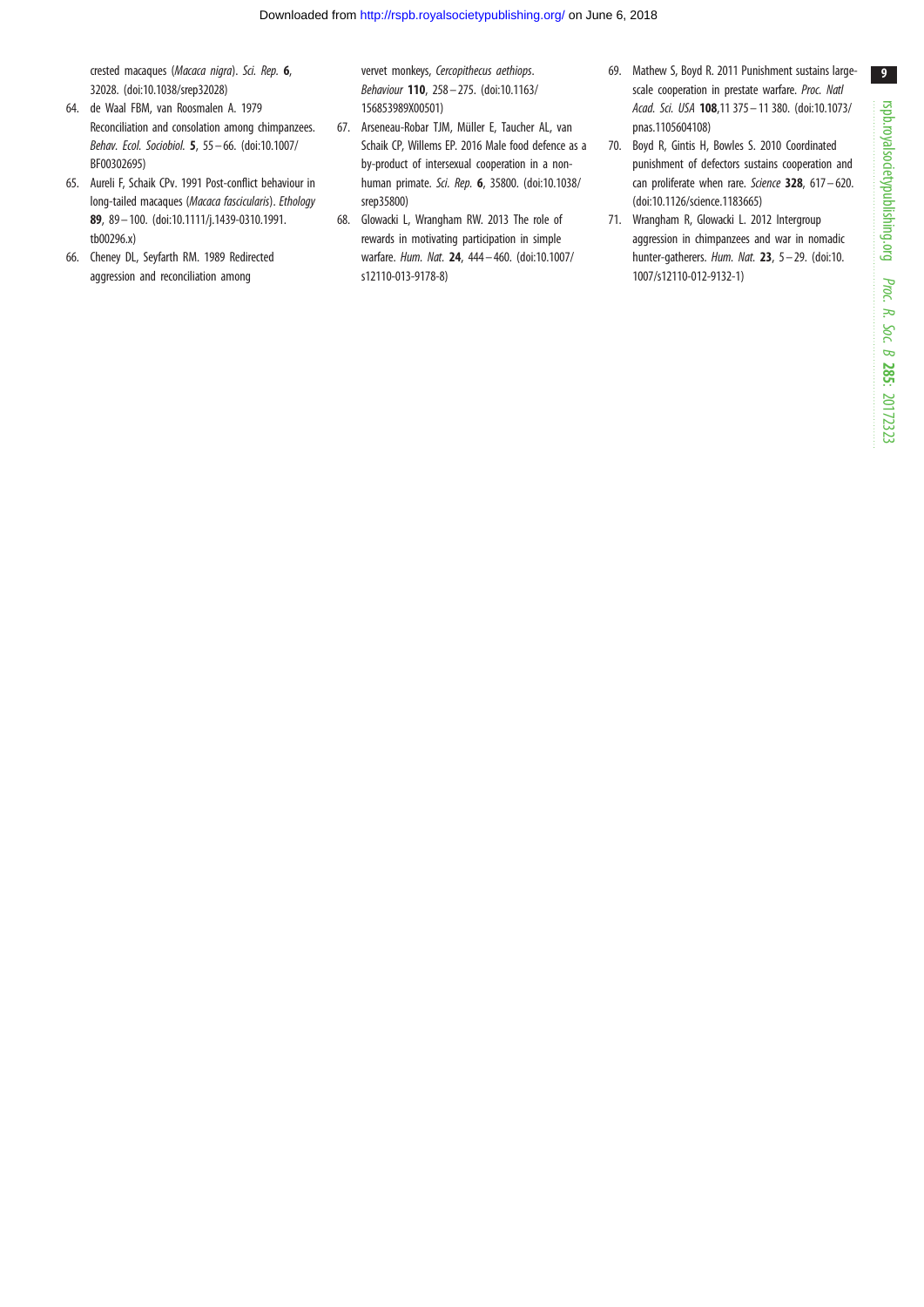crested macaques (*Macaca nigra*). *Sci. Rep.* **6**, 32028. (doi:10.1038/srep32028)

64. de Waal FBM, van Roosmalen A. 1979 Reconciliation and consolation among chimpanzees. *Behav. Ecol. Sociobiol.* **5**, 55–66. (doi:10.1007/BF00302695)
65. Aureli F, Schaik CPv. 1991 Post-conflict behaviour in long-tailed macaques (*Macaca fascicularis*). *Ethology* **89**, 89–100. (doi:10.1111/j.1439-0310.1991.tb00296.x)
66. Cheney DL, Seyfarth RM. 1989 Redirected aggression and reconciliation among vervet monkeys, *Cercopithecus aethiops*. *Behaviour* **110**, 258–275. (doi:10.1163/156853989X00501)
67. Arseneau-Robar TJM, Müller E, Taucher AL, van Schaik CP, Willems EP. 2016 Male food defence as a by-product of intersexual cooperation in a non-human primate. *Sci. Rep.* **6**, 35800. (doi:10.1038/srep35800)
68. Glowacki L, Wrangham RW. 2013 The role of rewards in motivating participation in simple warfare. *Hum. Nat.* **24**, 444–460. (doi:10.1007/s12110-013-9178-8)
69. Mathew S, Boyd R. 2011 Punishment sustains large-scale cooperation in prestate warfare. *Proc. Natl Acad. Sci. USA* **108**,11 375–11 380. (doi:10.1073/pnas.1105604108)
70. Boyd R, Gintis H, Bowles S. 2010 Coordinated punishment of defectors sustains cooperation and can proliferate when rare. *Science* **328**, 617–620. (doi:10.1126/science.1183665)
71. Wrangham R, Glowacki L. 2012 Intergroup aggression in chimpanzees and war in nomadic hunter-gatherers. *Hum. Nat.* **23**, 5–29. (doi:10.1007/s12110-012-9132-1)